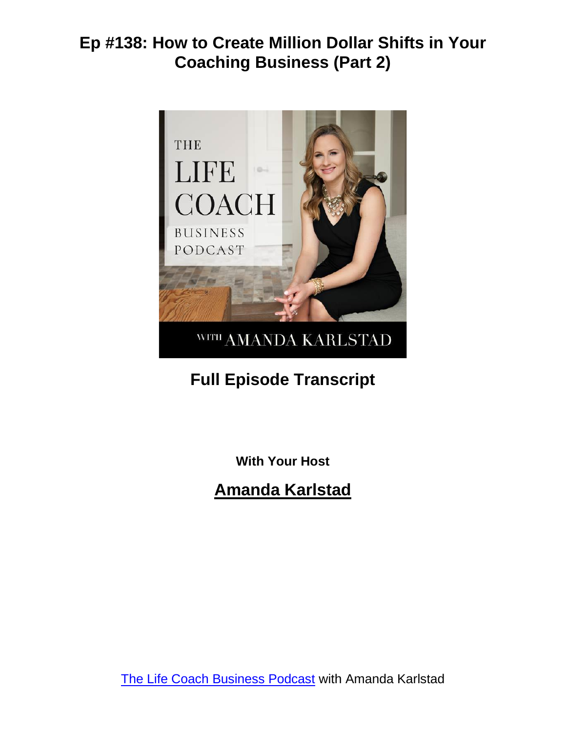# Ep #138: How to Create Million Dollar Shifts in Your Coaching Business (Part 2)

## Full Episode Transcript

**With Your Host**

## Amanda Karlstad

[The Life Coach Business Podcast](#) with Amanda Karlstad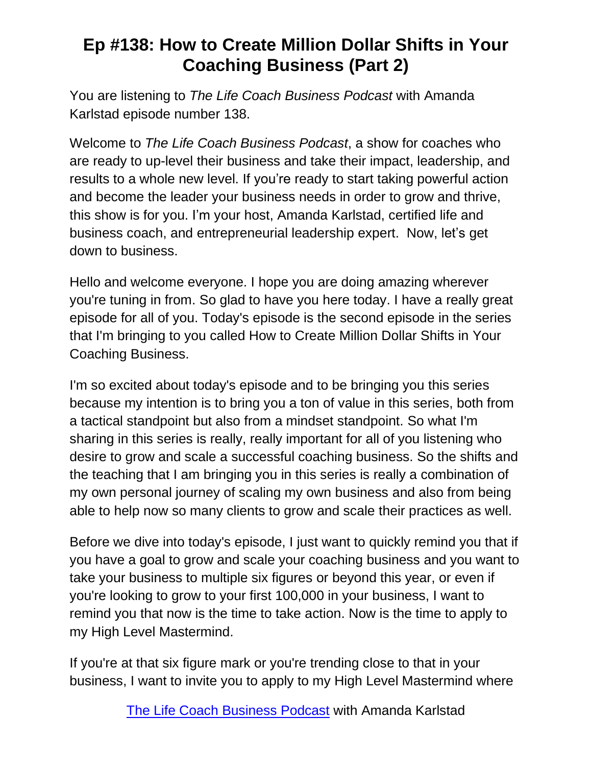# Ep #138: How to Create Million Dollar Shifts in Your Coaching Business (Part 2)

You are listening to *The Life Coach Business Podcast* with Amanda Karlstad episode number 138.

Welcome to *The Life Coach Business Podcast*, a show for coaches who are ready to up-level their business and take their impact, leadership, and results to a whole new level. If you're ready to start taking powerful action and become the leader your business needs in order to grow and thrive, this show is for you. I'm your host, Amanda Karlstad, certified life and business coach, and entrepreneurial leadership expert. Now, let's get down to business.

Hello and welcome everyone. I hope you are doing amazing wherever you're tuning in from. So glad to have you here today. I have a really great episode for all of you. Today's episode is the second episode in the series that I'm bringing to you called How to Create Million Dollar Shifts in Your Coaching Business.

I'm so excited about today's episode and to be bringing you this series because my intention is to bring you a ton of value in this series, both from a tactical standpoint but also from a mindset standpoint. So what I'm sharing in this series is really, really important for all of you listening who desire to grow and scale a successful coaching business. So the shifts and the teaching that I am bringing you in this series is really a combination of my own personal journey of scaling my own business and also from being able to help now so many clients to grow and scale their practices as well.

Before we dive into today's episode, I just want to quickly remind you that if you have a goal to grow and scale your coaching business and you want to take your business to multiple six figures or beyond this year, or even if you're looking to grow to your first 100,000 in your business, I want to remind you that now is the time to take action. Now is the time to apply to my High Level Mastermind.

If you're at that six figure mark or you're trending close to that in your business, I want to invite you to apply to my High Level Mastermind where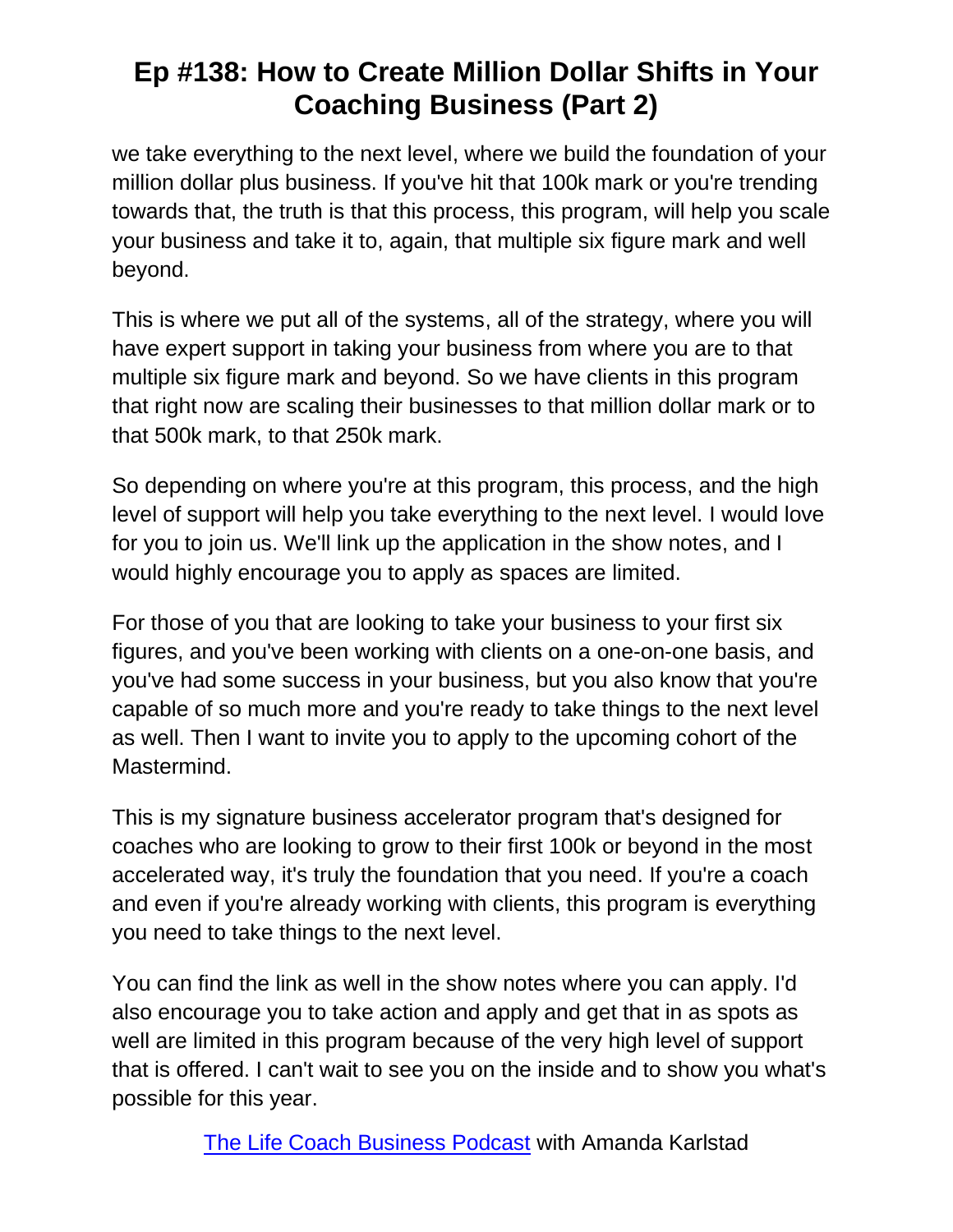we take everything to the next level, where we build the foundation of your million dollar plus business. If you've hit that 100k mark or you're trending towards that, the truth is that this process, this program, will help you scale your business and take it to, again, that multiple six figure mark and well beyond.

This is where we put all of the systems, all of the strategy, where you will have expert support in taking your business from where you are to that multiple six figure mark and beyond. So we have clients in this program that right now are scaling their businesses to that million dollar mark or to that 500k mark, to that 250k mark.

So depending on where you're at this program, this process, and the high level of support will help you take everything to the next level. I would love for you to join us. We'll link up the application in the show notes, and I would highly encourage you to apply as spaces are limited.

For those of you that are looking to take your business to your first six figures, and you've been working with clients on a one-on-one basis, and you've had some success in your business, but you also know that you're capable of so much more and you're ready to take things to the next level as well. Then I want to invite you to apply to the upcoming cohort of the Mastermind.

This is my signature business accelerator program that's designed for coaches who are looking to grow to their first 100k or beyond in the most accelerated way, it's truly the foundation that you need. If you're a coach and even if you're already working with clients, this program is everything you need to take things to the next level.

You can find the link as well in the show notes where you can apply. I'd also encourage you to take action and apply and get that in as spots as well are limited in this program because of the very high level of support that is offered. I can't wait to see you on the inside and to show you what's possible for this year.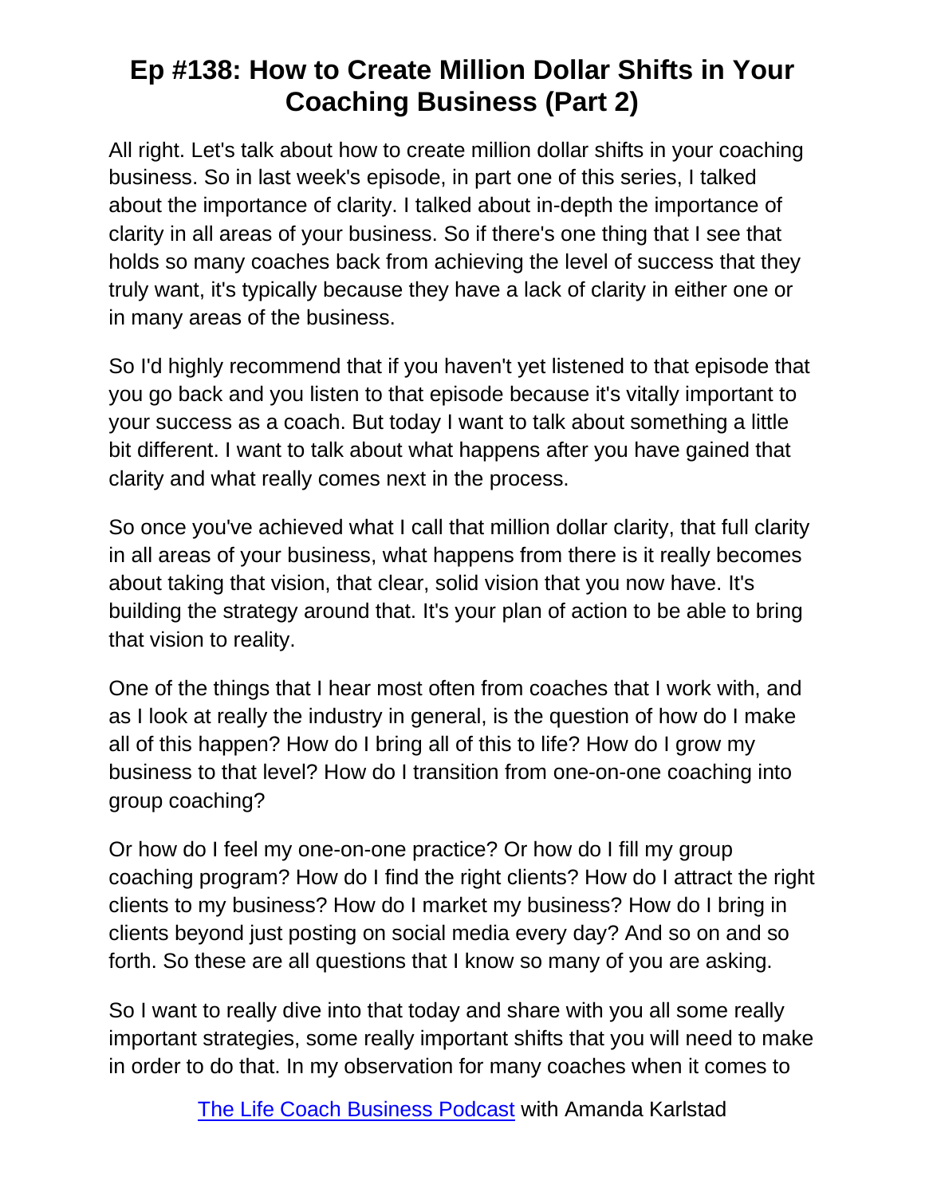# Ep #138: How to Create Million Dollar Shifts in Your Coaching Business (Part 2)

All right. Let's talk about how to create million dollar shifts in your coaching business. So in last week's episode, in part one of this series, I talked about the importance of clarity. I talked about in-depth the importance of clarity in all areas of your business. So if there's one thing that I see that holds so many coaches back from achieving the level of success that they truly want, it's typically because they have a lack of clarity in either one or in many areas of the business.

So I'd highly recommend that if you haven't yet listened to that episode that you go back and you listen to that episode because it's vitally important to your success as a coach. But today I want to talk about something a little bit different. I want to talk about what happens after you have gained that clarity and what really comes next in the process.

So once you've achieved what I call that million dollar clarity, that full clarity in all areas of your business, what happens from there is it really becomes about taking that vision, that clear, solid vision that you now have. It's building the strategy around that. It's your plan of action to be able to bring that vision to reality.

One of the things that I hear most often from coaches that I work with, and as I look at really the industry in general, is the question of how do I make all of this happen? How do I bring all of this to life? How do I grow my business to that level? How do I transition from one-on-one coaching into group coaching?

Or how do I feel my one-on-one practice? Or how do I fill my group coaching program? How do I find the right clients? How do I attract the right clients to my business? How do I market my business? How do I bring in clients beyond just posting on social media every day? And so on and so forth. So these are all questions that I know so many of you are asking.

So I want to really dive into that today and share with you all some really important strategies, some really important shifts that you will need to make in order to do that. In my observation for many coaches when it comes to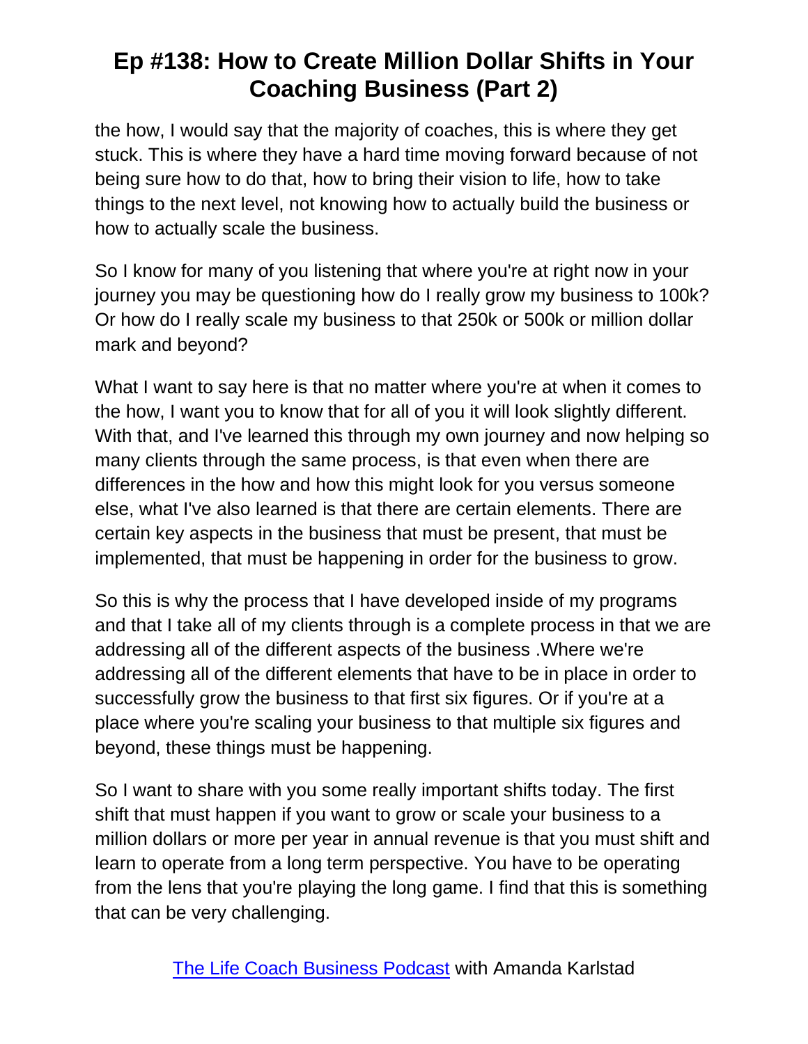the how, I would say that the majority of coaches, this is where they get stuck. This is where they have a hard time moving forward because of not being sure how to do that, how to bring their vision to life, how to take things to the next level, not knowing how to actually build the business or how to actually scale the business.

So I know for many of you listening that where you're at right now in your journey you may be questioning how do I really grow my business to 100k? Or how do I really scale my business to that 250k or 500k or million dollar mark and beyond?

What I want to say here is that no matter where you're at when it comes to the how, I want you to know that for all of you it will look slightly different. With that, and I've learned this through my own journey and now helping so many clients through the same process, is that even when there are differences in the how and how this might look for you versus someone else, what I've also learned is that there are certain elements. There are certain key aspects in the business that must be present, that must be implemented, that must be happening in order for the business to grow.

So this is why the process that I have developed inside of my programs and that I take all of my clients through is a complete process in that we are addressing all of the different aspects of the business .Where we're addressing all of the different elements that have to be in place in order to successfully grow the business to that first six figures. Or if you're at a place where you're scaling your business to that multiple six figures and beyond, these things must be happening.

So I want to share with you some really important shifts today. The first shift that must happen if you want to grow or scale your business to a million dollars or more per year in annual revenue is that you must shift and learn to operate from a long term perspective. You have to be operating from the lens that you're playing the long game. I find that this is something that can be very challenging.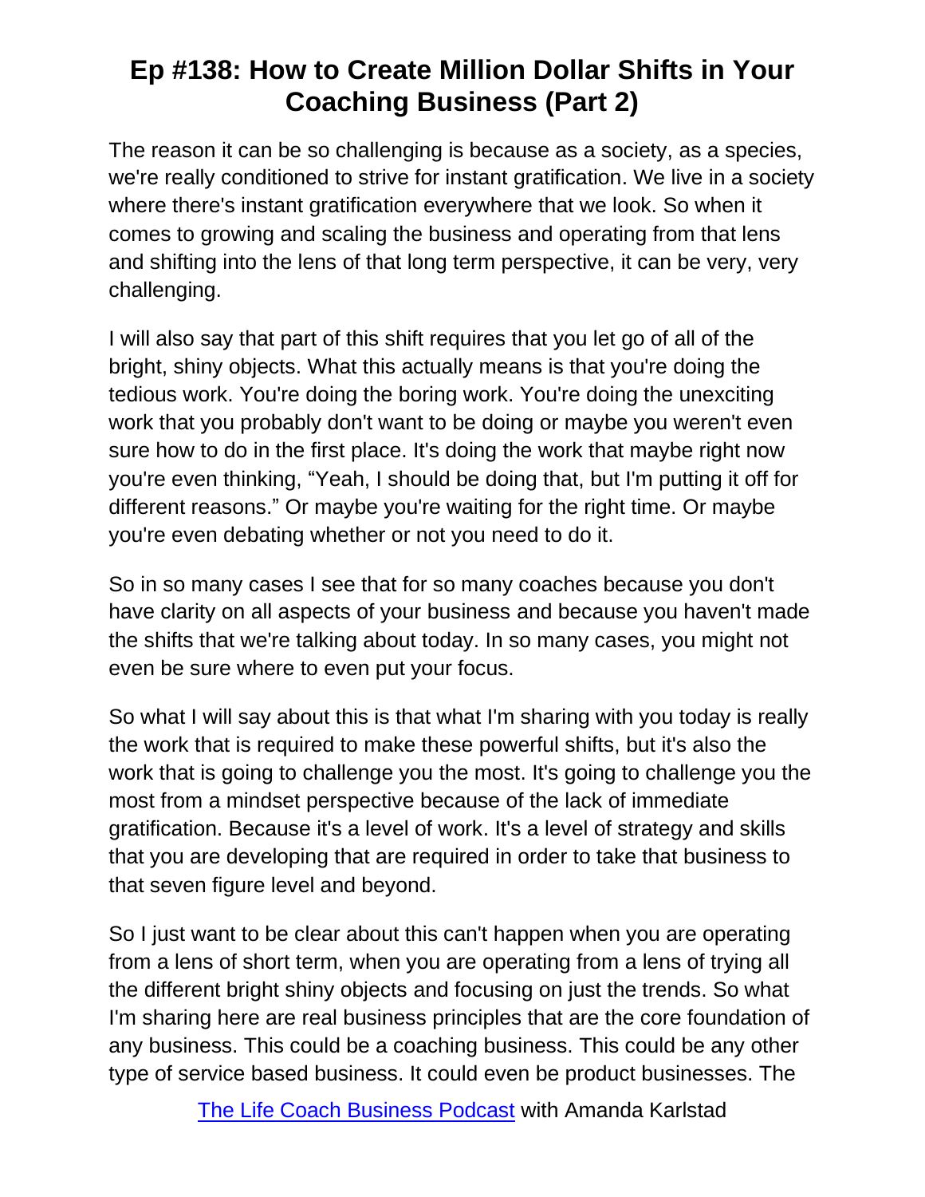The reason it can be so challenging is because as a society, as a species, we're really conditioned to strive for instant gratification. We live in a society where there's instant gratification everywhere that we look. So when it comes to growing and scaling the business and operating from that lens and shifting into the lens of that long term perspective, it can be very, very challenging.

I will also say that part of this shift requires that you let go of all of the bright, shiny objects. What this actually means is that you're doing the tedious work. You're doing the boring work. You're doing the unexciting work that you probably don't want to be doing or maybe you weren't even sure how to do in the first place. It's doing the work that maybe right now you're even thinking, "Yeah, I should be doing that, but I'm putting it off for different reasons." Or maybe you're waiting for the right time. Or maybe you're even debating whether or not you need to do it.

So in so many cases I see that for so many coaches because you don't have clarity on all aspects of your business and because you haven't made the shifts that we're talking about today. In so many cases, you might not even be sure where to even put your focus.

So what I will say about this is that what I'm sharing with you today is really the work that is required to make these powerful shifts, but it's also the work that is going to challenge you the most. It's going to challenge you the most from a mindset perspective because of the lack of immediate gratification. Because it's a level of work. It's a level of strategy and skills that you are developing that are required in order to take that business to that seven figure level and beyond.

So I just want to be clear about this can't happen when you are operating from a lens of short term, when you are operating from a lens of trying all the different bright shiny objects and focusing on just the trends. So what I'm sharing here are real business principles that are the core foundation of any business. This could be a coaching business. This could be any other type of service based business. It could even be product businesses. The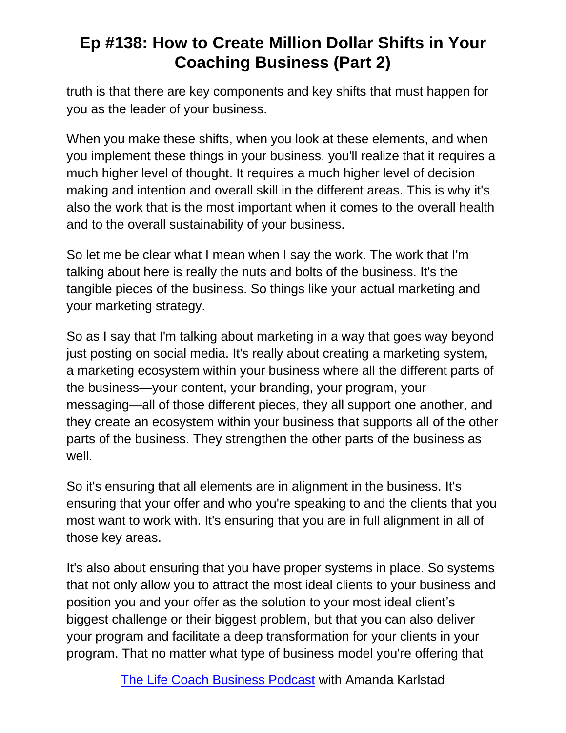truth is that there are key components and key shifts that must happen for you as the leader of your business.

When you make these shifts, when you look at these elements, and when you implement these things in your business, you'll realize that it requires a much higher level of thought. It requires a much higher level of decision making and intention and overall skill in the different areas. This is why it's also the work that is the most important when it comes to the overall health and to the overall sustainability of your business.

So let me be clear what I mean when I say the work. The work that I'm talking about here is really the nuts and bolts of the business. It's the tangible pieces of the business. So things like your actual marketing and your marketing strategy.

So as I say that I'm talking about marketing in a way that goes way beyond just posting on social media. It's really about creating a marketing system, a marketing ecosystem within your business where all the different parts of the business—your content, your branding, your program, your messaging—all of those different pieces, they all support one another, and they create an ecosystem within your business that supports all of the other parts of the business. They strengthen the other parts of the business as well.

So it's ensuring that all elements are in alignment in the business. It's ensuring that your offer and who you're speaking to and the clients that you most want to work with. It's ensuring that you are in full alignment in all of those key areas.

It's also about ensuring that you have proper systems in place. So systems that not only allow you to attract the most ideal clients to your business and position you and your offer as the solution to your most ideal client's biggest challenge or their biggest problem, but that you can also deliver your program and facilitate a deep transformation for your clients in your program. That no matter what type of business model you're offering that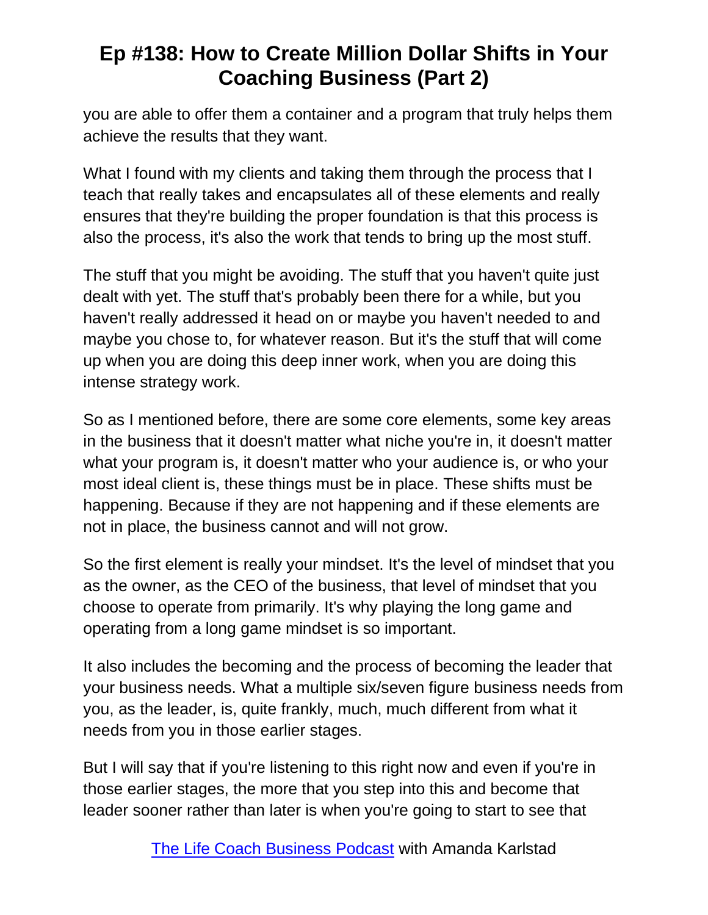you are able to offer them a container and a program that truly helps them achieve the results that they want.

What I found with my clients and taking them through the process that I teach that really takes and encapsulates all of these elements and really ensures that they're building the proper foundation is that this process is also the process, it's also the work that tends to bring up the most stuff.

The stuff that you might be avoiding. The stuff that you haven't quite just dealt with yet. The stuff that's probably been there for a while, but you haven't really addressed it head on or maybe you haven't needed to and maybe you chose to, for whatever reason. But it's the stuff that will come up when you are doing this deep inner work, when you are doing this intense strategy work.

So as I mentioned before, there are some core elements, some key areas in the business that it doesn't matter what niche you're in, it doesn't matter what your program is, it doesn't matter who your audience is, or who your most ideal client is, these things must be in place. These shifts must be happening. Because if they are not happening and if these elements are not in place, the business cannot and will not grow.

So the first element is really your mindset. It's the level of mindset that you as the owner, as the CEO of the business, that level of mindset that you choose to operate from primarily. It's why playing the long game and operating from a long game mindset is so important.

It also includes the becoming and the process of becoming the leader that your business needs. What a multiple six/seven figure business needs from you, as the leader, is, quite frankly, much, much different from what it needs from you in those earlier stages.

But I will say that if you're listening to this right now and even if you're in those earlier stages, the more that you step into this and become that leader sooner rather than later is when you're going to start to see that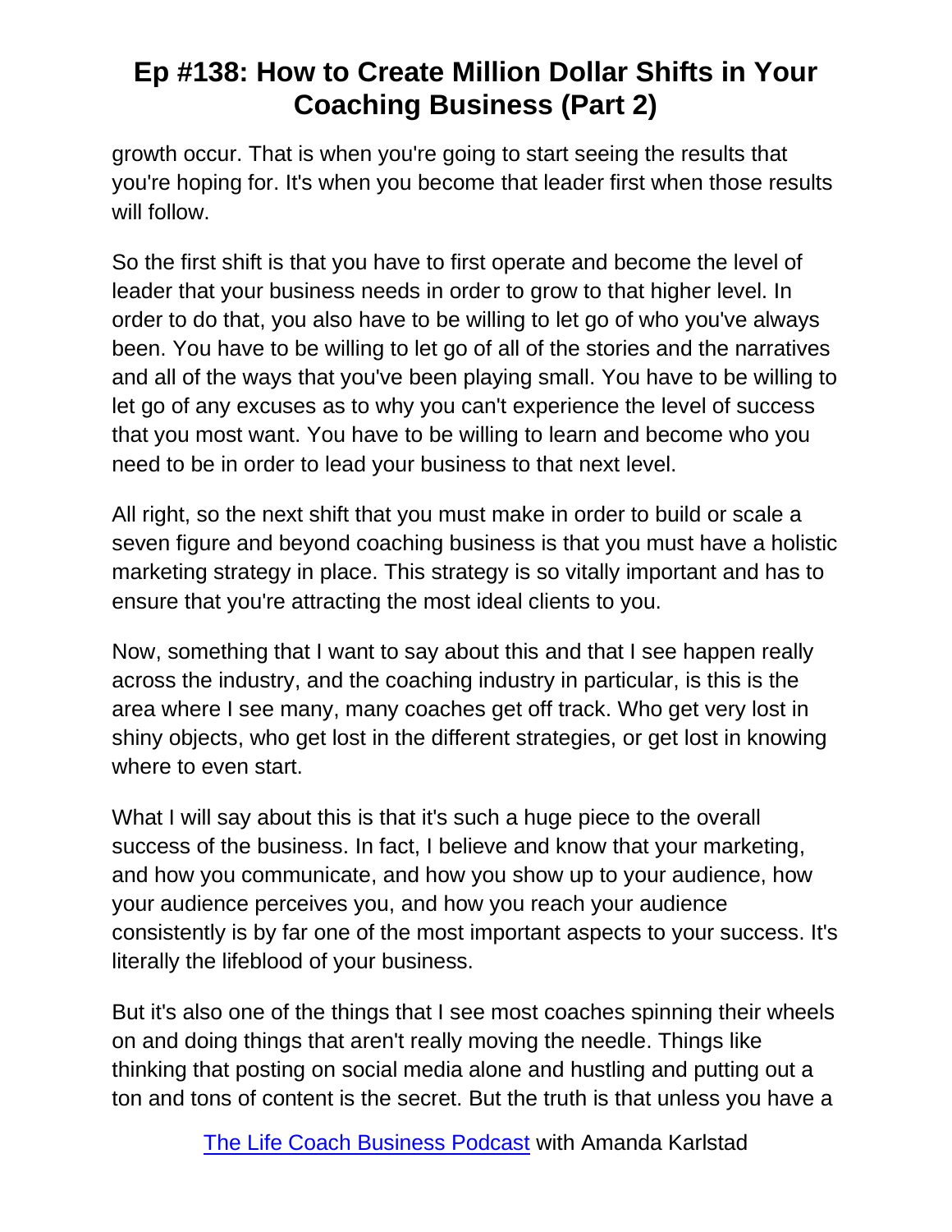growth occur. That is when you're going to start seeing the results that you're hoping for. It's when you become that leader first when those results will follow.

So the first shift is that you have to first operate and become the level of leader that your business needs in order to grow to that higher level. In order to do that, you also have to be willing to let go of who you've always been. You have to be willing to let go of all of the stories and the narratives and all of the ways that you've been playing small. You have to be willing to let go of any excuses as to why you can't experience the level of success that you most want. You have to be willing to learn and become who you need to be in order to lead your business to that next level.

All right, so the next shift that you must make in order to build or scale a seven figure and beyond coaching business is that you must have a holistic marketing strategy in place. This strategy is so vitally important and has to ensure that you're attracting the most ideal clients to you.

Now, something that I want to say about this and that I see happen really across the industry, and the coaching industry in particular, is this is the area where I see many, many coaches get off track. Who get very lost in shiny objects, who get lost in the different strategies, or get lost in knowing where to even start.

What I will say about this is that it's such a huge piece to the overall success of the business. In fact, I believe and know that your marketing, and how you communicate, and how you show up to your audience, how your audience perceives you, and how you reach your audience consistently is by far one of the most important aspects to your success. It's literally the lifeblood of your business.

But it's also one of the things that I see most coaches spinning their wheels on and doing things that aren't really moving the needle. Things like thinking that posting on social media alone and hustling and putting out a ton and tons of content is the secret. But the truth is that unless you have a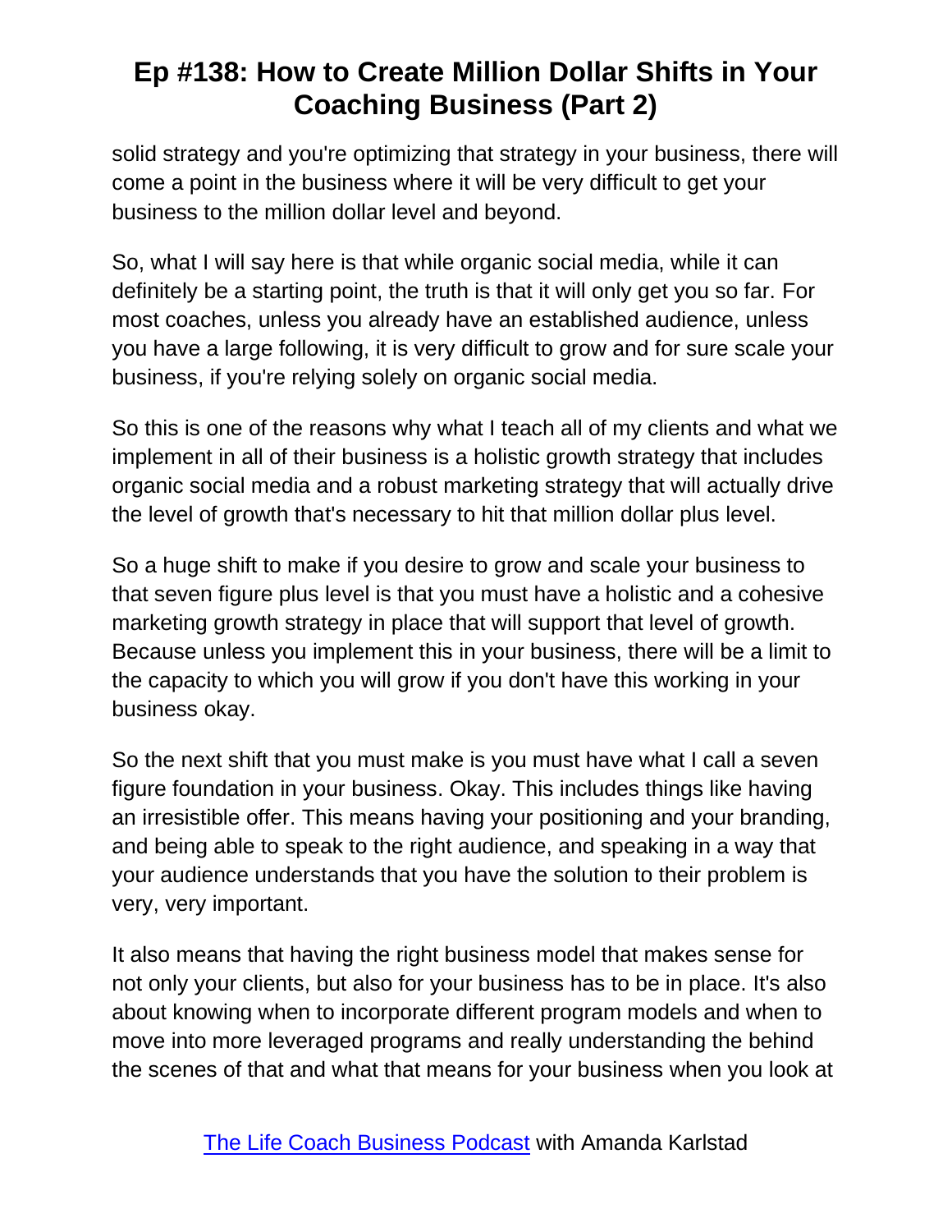solid strategy and you're optimizing that strategy in your business, there will come a point in the business where it will be very difficult to get your business to the million dollar level and beyond.

So, what I will say here is that while organic social media, while it can definitely be a starting point, the truth is that it will only get you so far. For most coaches, unless you already have an established audience, unless you have a large following, it is very difficult to grow and for sure scale your business, if you're relying solely on organic social media.

So this is one of the reasons why what I teach all of my clients and what we implement in all of their business is a holistic growth strategy that includes organic social media and a robust marketing strategy that will actually drive the level of growth that's necessary to hit that million dollar plus level.

So a huge shift to make if you desire to grow and scale your business to that seven figure plus level is that you must have a holistic and a cohesive marketing growth strategy in place that will support that level of growth. Because unless you implement this in your business, there will be a limit to the capacity to which you will grow if you don't have this working in your business okay.

So the next shift that you must make is you must have what I call a seven figure foundation in your business. Okay. This includes things like having an irresistible offer. This means having your positioning and your branding, and being able to speak to the right audience, and speaking in a way that your audience understands that you have the solution to their problem is very, very important.

It also means that having the right business model that makes sense for not only your clients, but also for your business has to be in place. It's also about knowing when to incorporate different program models and when to move into more leveraged programs and really understanding the behind the scenes of that and what that means for your business when you look at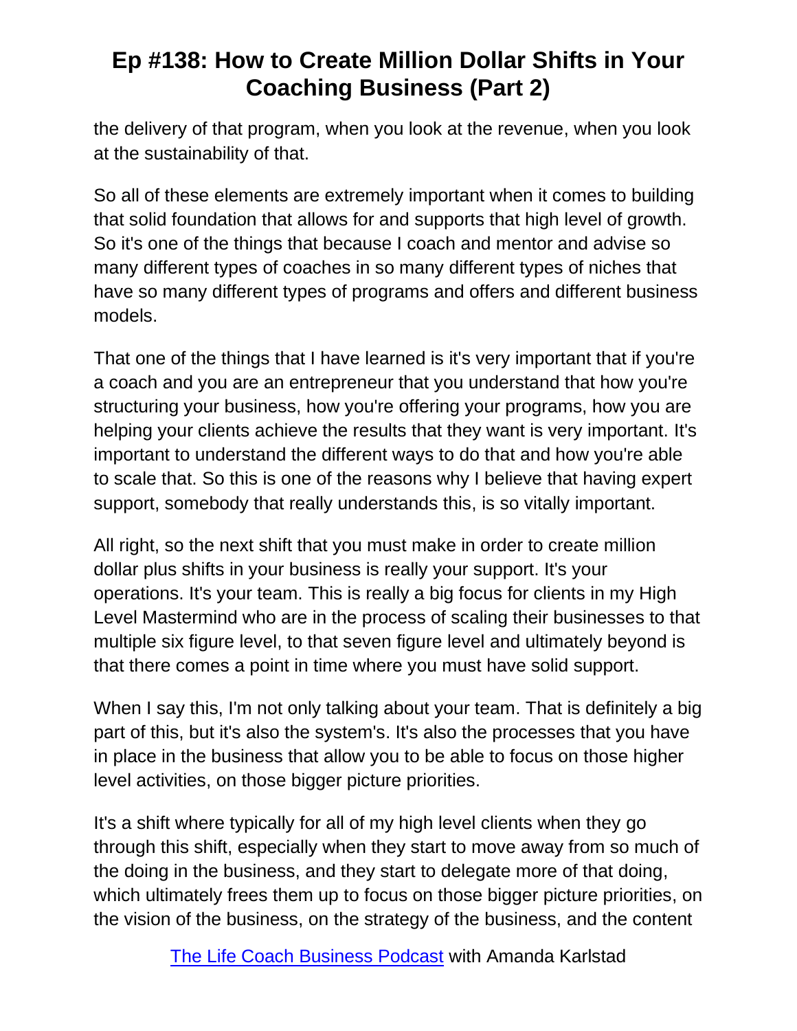the delivery of that program, when you look at the revenue, when you look at the sustainability of that.

So all of these elements are extremely important when it comes to building that solid foundation that allows for and supports that high level of growth. So it's one of the things that because I coach and mentor and advise so many different types of coaches in so many different types of niches that have so many different types of programs and offers and different business models.

That one of the things that I have learned is it's very important that if you're a coach and you are an entrepreneur that you understand that how you're structuring your business, how you're offering your programs, how you are helping your clients achieve the results that they want is very important. It's important to understand the different ways to do that and how you're able to scale that. So this is one of the reasons why I believe that having expert support, somebody that really understands this, is so vitally important.

All right, so the next shift that you must make in order to create million dollar plus shifts in your business is really your support. It's your operations. It's your team. This is really a big focus for clients in my High Level Mastermind who are in the process of scaling their businesses to that multiple six figure level, to that seven figure level and ultimately beyond is that there comes a point in time where you must have solid support.

When I say this, I'm not only talking about your team. That is definitely a big part of this, but it's also the system's. It's also the processes that you have in place in the business that allow you to be able to focus on those higher level activities, on those bigger picture priorities.

It's a shift where typically for all of my high level clients when they go through this shift, especially when they start to move away from so much of the doing in the business, and they start to delegate more of that doing, which ultimately frees them up to focus on those bigger picture priorities, on the vision of the business, on the strategy of the business, and the content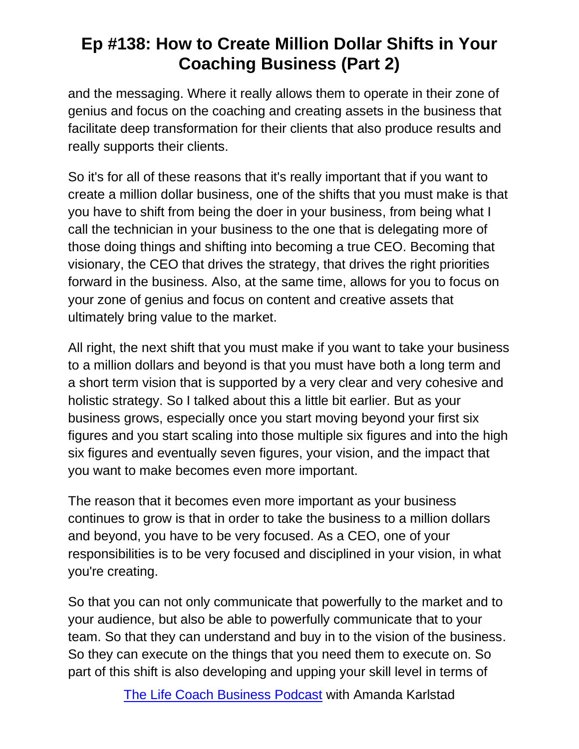and the messaging. Where it really allows them to operate in their zone of genius and focus on the coaching and creating assets in the business that facilitate deep transformation for their clients that also produce results and really supports their clients.

So it's for all of these reasons that it's really important that if you want to create a million dollar business, one of the shifts that you must make is that you have to shift from being the doer in your business, from being what I call the technician in your business to the one that is delegating more of those doing things and shifting into becoming a true CEO. Becoming that visionary, the CEO that drives the strategy, that drives the right priorities forward in the business. Also, at the same time, allows for you to focus on your zone of genius and focus on content and creative assets that ultimately bring value to the market.

All right, the next shift that you must make if you want to take your business to a million dollars and beyond is that you must have both a long term and a short term vision that is supported by a very clear and very cohesive and holistic strategy. So I talked about this a little bit earlier. But as your business grows, especially once you start moving beyond your first six figures and you start scaling into those multiple six figures and into the high six figures and eventually seven figures, your vision, and the impact that you want to make becomes even more important.

The reason that it becomes even more important as your business continues to grow is that in order to take the business to a million dollars and beyond, you have to be very focused. As a CEO, one of your responsibilities is to be very focused and disciplined in your vision, in what you're creating.

So that you can not only communicate that powerfully to the market and to your audience, but also be able to powerfully communicate that to your team. So that they can understand and buy in to the vision of the business. So they can execute on the things that you need them to execute on. So part of this shift is also developing and upping your skill level in terms of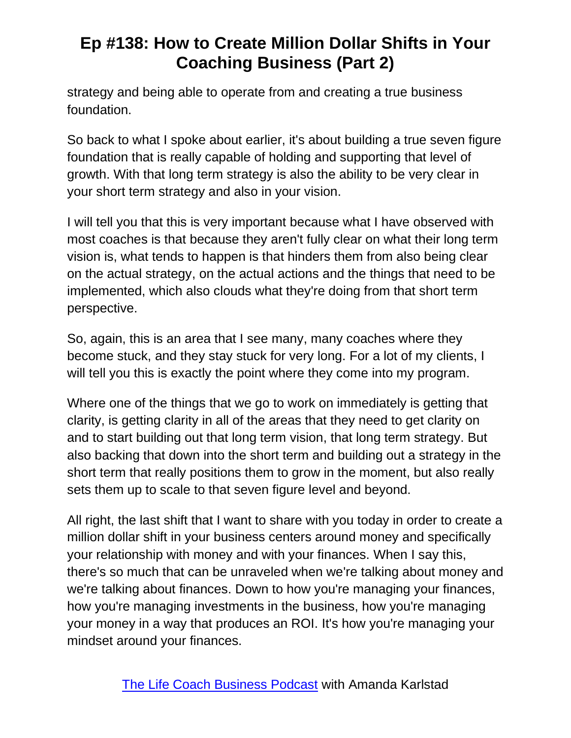strategy and being able to operate from and creating a true business foundation.

So back to what I spoke about earlier, it's about building a true seven figure foundation that is really capable of holding and supporting that level of growth. With that long term strategy is also the ability to be very clear in your short term strategy and also in your vision.

I will tell you that this is very important because what I have observed with most coaches is that because they aren't fully clear on what their long term vision is, what tends to happen is that hinders them from also being clear on the actual strategy, on the actual actions and the things that need to be implemented, which also clouds what they're doing from that short term perspective.

So, again, this is an area that I see many, many coaches where they become stuck, and they stay stuck for very long. For a lot of my clients, I will tell you this is exactly the point where they come into my program.

Where one of the things that we go to work on immediately is getting that clarity, is getting clarity in all of the areas that they need to get clarity on and to start building out that long term vision, that long term strategy. But also backing that down into the short term and building out a strategy in the short term that really positions them to grow in the moment, but also really sets them up to scale to that seven figure level and beyond.

All right, the last shift that I want to share with you today in order to create a million dollar shift in your business centers around money and specifically your relationship with money and with your finances. When I say this, there's so much that can be unraveled when we're talking about money and we're talking about finances. Down to how you're managing your finances, how you're managing investments in the business, how you're managing your money in a way that produces an ROI. It's how you're managing your mindset around your finances.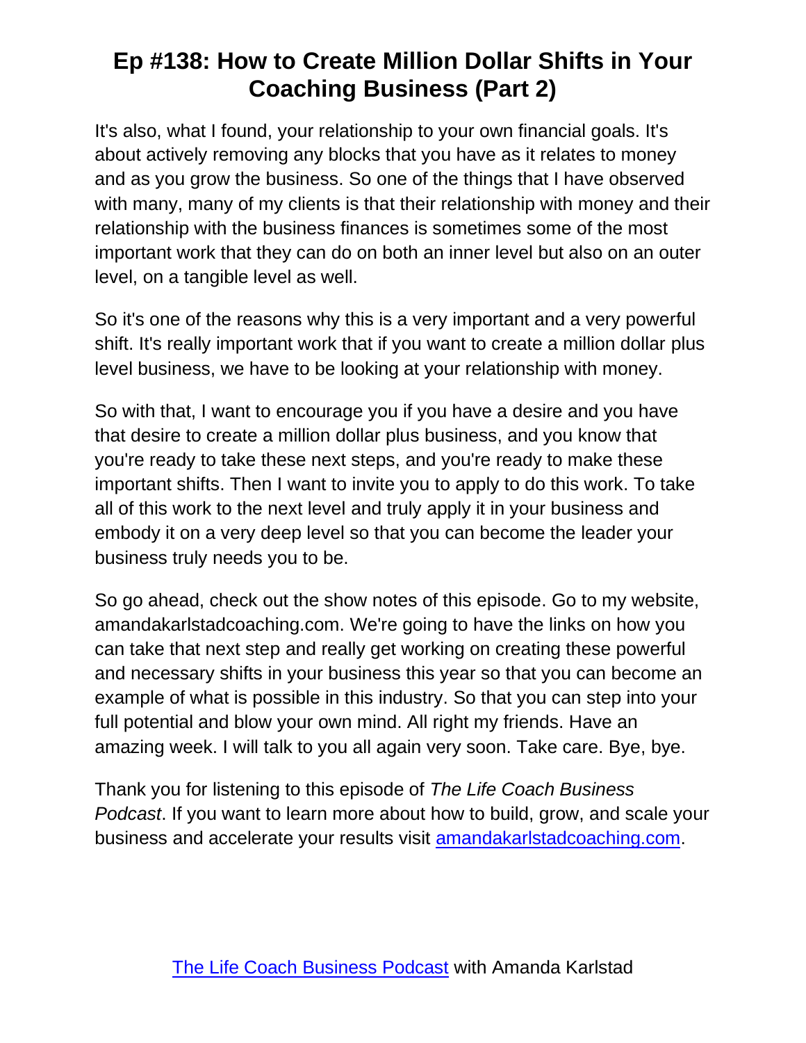It's also, what I found, your relationship to your own financial goals. It's about actively removing any blocks that you have as it relates to money and as you grow the business. So one of the things that I have observed with many, many of my clients is that their relationship with money and their relationship with the business finances is sometimes some of the most important work that they can do on both an inner level but also on an outer level, on a tangible level as well.

So it's one of the reasons why this is a very important and a very powerful shift. It's really important work that if you want to create a million dollar plus level business, we have to be looking at your relationship with money.

So with that, I want to encourage you if you have a desire and you have that desire to create a million dollar plus business, and you know that you're ready to take these next steps, and you're ready to make these important shifts. Then I want to invite you to apply to do this work. To take all of this work to the next level and truly apply it in your business and embody it on a very deep level so that you can become the leader your business truly needs you to be.

So go ahead, check out the show notes of this episode. Go to my website, amandakarlstadcoaching.com. We're going to have the links on how you can take that next step and really get working on creating these powerful and necessary shifts in your business this year so that you can become an example of what is possible in this industry. So that you can step into your full potential and blow your own mind. All right my friends. Have an amazing week. I will talk to you all again very soon. Take care. Bye, bye.

Thank you for listening to this episode of *The Life Coach Business Podcast*. If you want to learn more about how to build, grow, and scale your business and accelerate your results visit amandakarlstadcoaching.com.